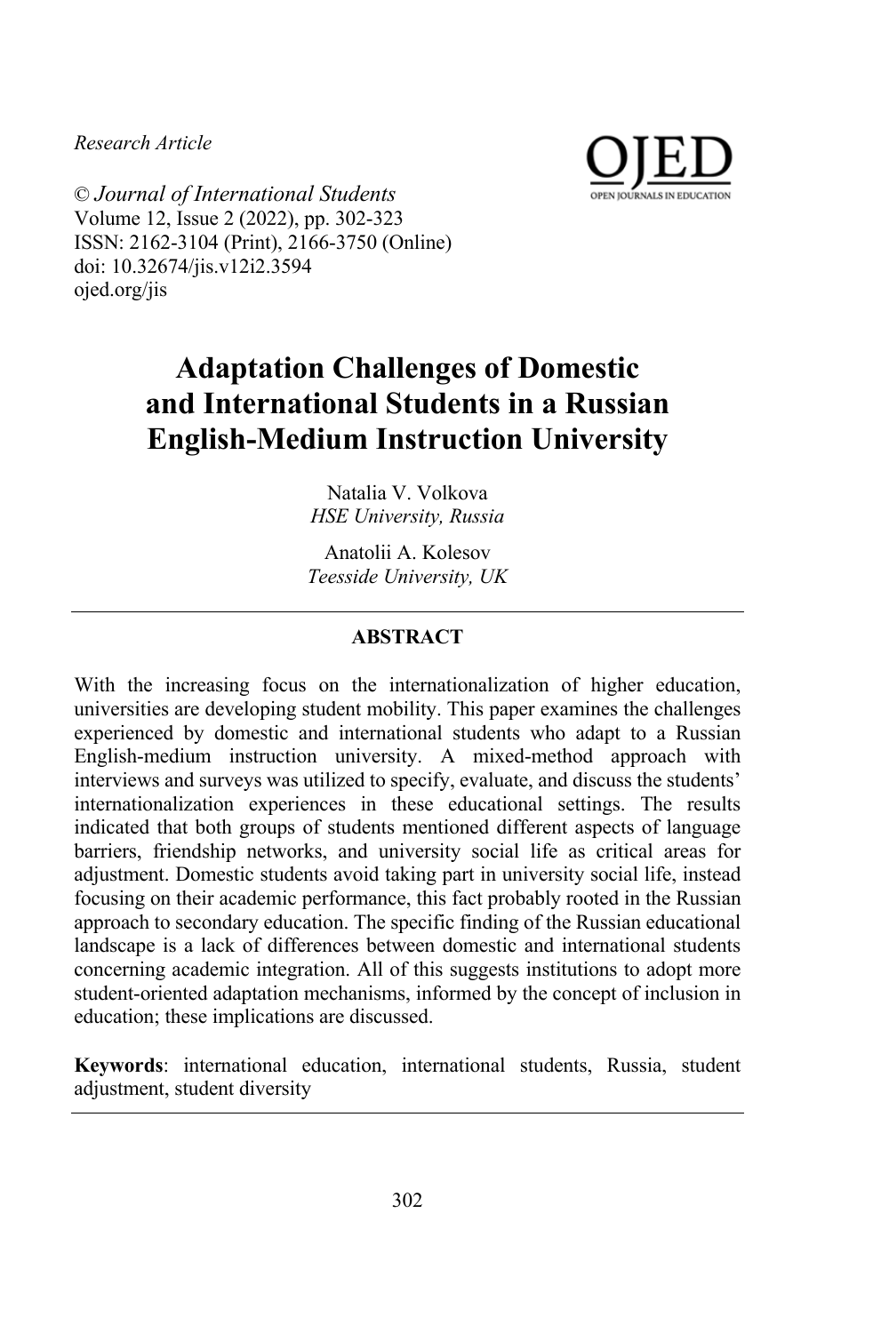*Research Article*

© *Journal of International Students*
Volume 12, Issue 2 (2022), pp. 302-323
ISSN: 2162-3104 (Print), 2166-3750 (Online)
doi: 10.32674/jis.v12i2.3594
ojed.org/jis

# Adaptation Challenges of Domestic and International Students in a Russian English-Medium Instruction University

Natalia V. Volkova
*HSE University, Russia*

Anatolii A. Kolesov
*Teesside University, UK*

## ABSTRACT

With the increasing focus on the internationalization of higher education, universities are developing student mobility. This paper examines the challenges experienced by domestic and international students who adapt to a Russian English-medium instruction university. A mixed-method approach with interviews and surveys was utilized to specify, evaluate, and discuss the students' internationalization experiences in these educational settings. The results indicated that both groups of students mentioned different aspects of language barriers, friendship networks, and university social life as critical areas for adjustment. Domestic students avoid taking part in university social life, instead focusing on their academic performance, this fact probably rooted in the Russian approach to secondary education. The specific finding of the Russian educational landscape is a lack of differences between domestic and international students concerning academic integration. All of this suggests institutions to adopt more student-oriented adaptation mechanisms, informed by the concept of inclusion in education; these implications are discussed.

**Keywords**: international education, international students, Russia, student adjustment, student diversity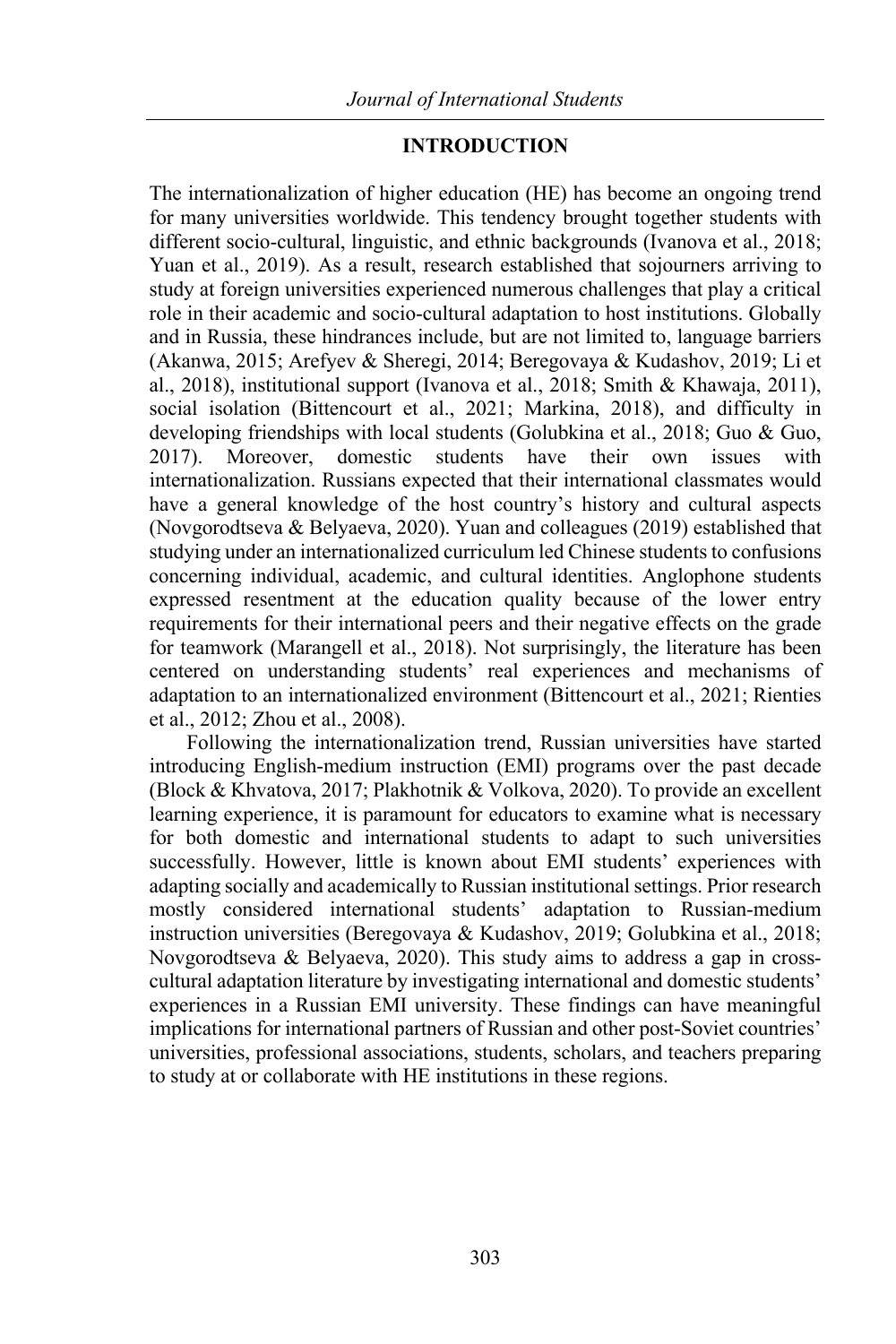## INTRODUCTION

The internationalization of higher education (HE) has become an ongoing trend for many universities worldwide. This tendency brought together students with different socio-cultural, linguistic, and ethnic backgrounds (Ivanova et al., 2018; Yuan et al., 2019). As a result, research established that sojourners arriving to study at foreign universities experienced numerous challenges that play a critical role in their academic and socio-cultural adaptation to host institutions. Globally and in Russia, these hindrances include, but are not limited to, language barriers (Akanwa, 2015; Arefyev & Sheregi, 2014; Beregovaya & Kudashov, 2019; Li et al., 2018), institutional support (Ivanova et al., 2018; Smith & Khawaja, 2011), social isolation (Bittencourt et al., 2021; Markina, 2018), and difficulty in developing friendships with local students (Golubkina et al., 2018; Guo & Guo, 2017). Moreover, domestic students have their own issues with internationalization. Russians expected that their international classmates would have a general knowledge of the host country's history and cultural aspects (Novgorodtseva & Belyaeva, 2020). Yuan and colleagues (2019) established that studying under an internationalized curriculum led Chinese students to confusions concerning individual, academic, and cultural identities. Anglophone students expressed resentment at the education quality because of the lower entry requirements for their international peers and their negative effects on the grade for teamwork (Marangell et al., 2018). Not surprisingly, the literature has been centered on understanding students' real experiences and mechanisms of adaptation to an internationalized environment (Bittencourt et al., 2021; Rienties et al., 2012; Zhou et al., 2008).

Following the internationalization trend, Russian universities have started introducing English-medium instruction (EMI) programs over the past decade (Block & Khvatova, 2017; Plakhotnik & Volkova, 2020). To provide an excellent learning experience, it is paramount for educators to examine what is necessary for both domestic and international students to adapt to such universities successfully. However, little is known about EMI students' experiences with adapting socially and academically to Russian institutional settings. Prior research mostly considered international students' adaptation to Russian-medium instruction universities (Beregovaya & Kudashov, 2019; Golubkina et al., 2018; Novgorodtseva & Belyaeva, 2020). This study aims to address a gap in cross-cultural adaptation literature by investigating international and domestic students' experiences in a Russian EMI university. These findings can have meaningful implications for international partners of Russian and other post-Soviet countries' universities, professional associations, students, scholars, and teachers preparing to study at or collaborate with HE institutions in these regions.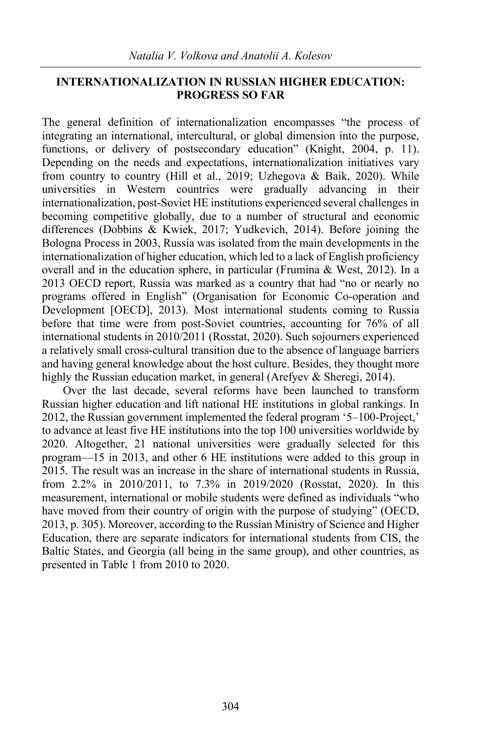## INTERNATIONALIZATION IN RUSSIAN HIGHER EDUCATION: PROGRESS SO FAR

The general definition of internationalization encompasses "the process of integrating an international, intercultural, or global dimension into the purpose, functions, or delivery of postsecondary education" (Knight, 2004, p. 11). Depending on the needs and expectations, internationalization initiatives vary from country to country (Hill et al., 2019; Uzhegova & Baik, 2020). While universities in Western countries were gradually advancing in their internationalization, post-Soviet HE institutions experienced several challenges in becoming competitive globally, due to a number of structural and economic differences (Dobbins & Kwiek, 2017; Yudkevich, 2014). Before joining the Bologna Process in 2003, Russia was isolated from the main developments in the internationalization of higher education, which led to a lack of English proficiency overall and in the education sphere, in particular (Frumina & West, 2012). In a 2013 OECD report, Russia was marked as a country that had "no or nearly no programs offered in English" (Organisation for Economic Co-operation and Development [OECD], 2013). Most international students coming to Russia before that time were from post-Soviet countries, accounting for 76% of all international students in 2010/2011 (Rosstat, 2020). Such sojourners experienced a relatively small cross-cultural transition due to the absence of language barriers and having general knowledge about the host culture. Besides, they thought more highly the Russian education market, in general (Arefyev & Sheregi, 2014).

Over the last decade, several reforms have been launched to transform Russian higher education and lift national HE institutions in global rankings. In 2012, the Russian government implemented the federal program '5–100-Project,' to advance at least five HE institutions into the top 100 universities worldwide by 2020. Altogether, 21 national universities were gradually selected for this program—15 in 2013, and other 6 HE institutions were added to this group in 2015. The result was an increase in the share of international students in Russia, from 2.2% in 2010/2011, to 7.3% in 2019/2020 (Rosstat, 2020). In this measurement, international or mobile students were defined as individuals "who have moved from their country of origin with the purpose of studying" (OECD, 2013, p. 305). Moreover, according to the Russian Ministry of Science and Higher Education, there are separate indicators for international students from CIS, the Baltic States, and Georgia (all being in the same group), and other countries, as presented in Table 1 from 2010 to 2020.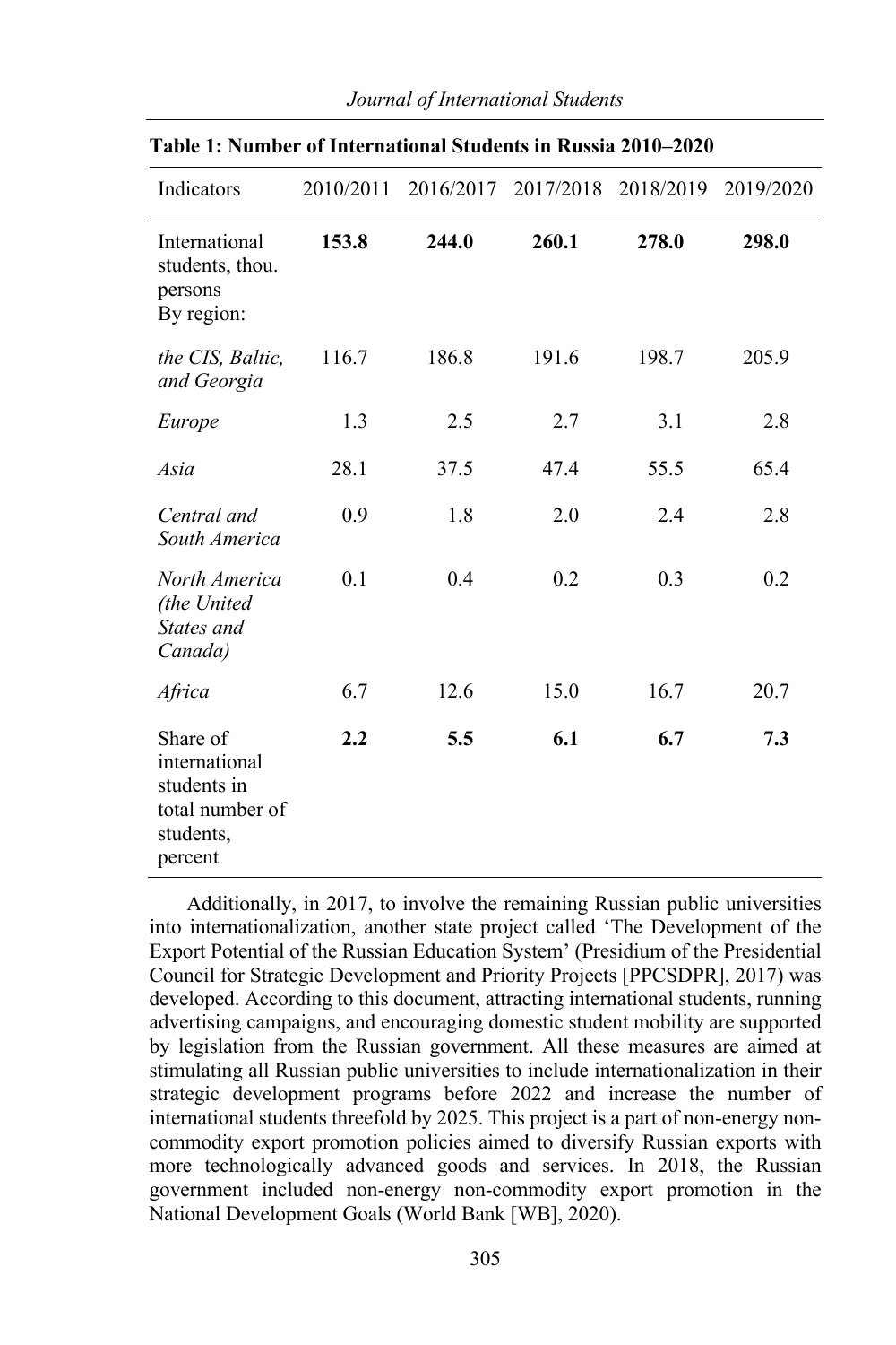**Table 1: Number of International Students in Russia 2010–2020**

| Indicators | 2010/2011 | 2016/2017 | 2017/2018 | 2018/2019 | 2019/2020 |
|---|---|---|---|---|---|
| International students, thou. persons By region: | **153.8** | **244.0** | **260.1** | **278.0** | **298.0** |
| *the CIS, Baltic, and Georgia* | 116.7 | 186.8 | 191.6 | 198.7 | 205.9 |
| *Europe* | 1.3 | 2.5 | 2.7 | 3.1 | 2.8 |
| *Asia* | 28.1 | 37.5 | 47.4 | 55.5 | 65.4 |
| *Central and South America* | 0.9 | 1.8 | 2.0 | 2.4 | 2.8 |
| *North America (the United States and Canada)* | 0.1 | 0.4 | 0.2 | 0.3 | 0.2 |
| *Africa* | 6.7 | 12.6 | 15.0 | 16.7 | 20.7 |
| Share of international students in total number of students, percent | **2.2** | **5.5** | **6.1** | **6.7** | **7.3** |

Additionally, in 2017, to involve the remaining Russian public universities into internationalization, another state project called 'The Development of the Export Potential of the Russian Education System' (Presidium of the Presidential Council for Strategic Development and Priority Projects [PPCSDPR], 2017) was developed. According to this document, attracting international students, running advertising campaigns, and encouraging domestic student mobility are supported by legislation from the Russian government. All these measures are aimed at stimulating all Russian public universities to include internationalization in their strategic development programs before 2022 and increase the number of international students threefold by 2025. This project is a part of non-energy non-commodity export promotion policies aimed to diversify Russian exports with more technologically advanced goods and services. In 2018, the Russian government included non-energy non-commodity export promotion in the National Development Goals (World Bank [WB], 2020).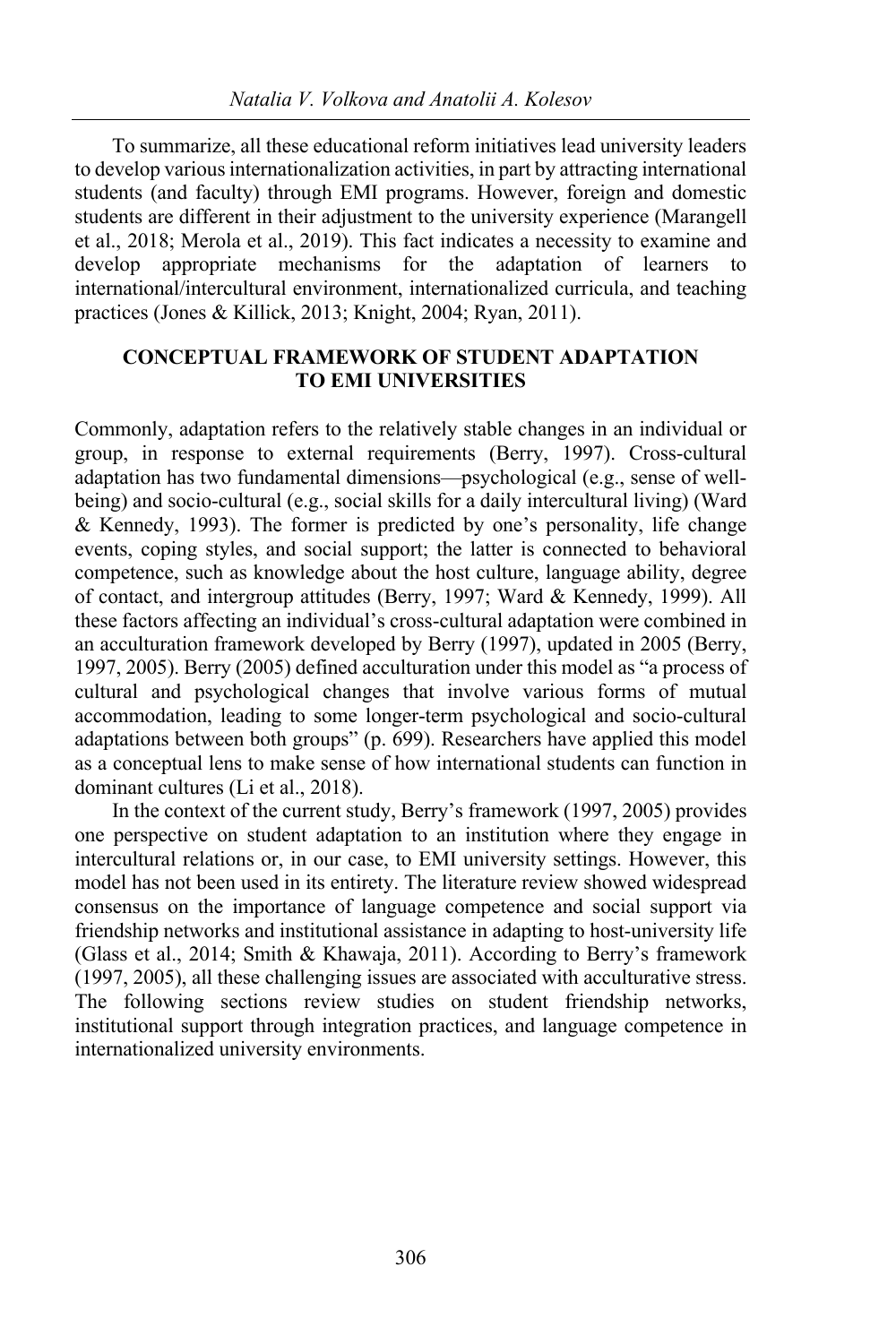To summarize, all these educational reform initiatives lead university leaders to develop various internationalization activities, in part by attracting international students (and faculty) through EMI programs. However, foreign and domestic students are different in their adjustment to the university experience (Marangell et al., 2018; Merola et al., 2019). This fact indicates a necessity to examine and develop appropriate mechanisms for the adaptation of learners to international/intercultural environment, internationalized curricula, and teaching practices (Jones & Killick, 2013; Knight, 2004; Ryan, 2011).

## CONCEPTUAL FRAMEWORK OF STUDENT ADAPTATION TO EMI UNIVERSITIES

Commonly, adaptation refers to the relatively stable changes in an individual or group, in response to external requirements (Berry, 1997). Cross-cultural adaptation has two fundamental dimensions—psychological (e.g., sense of well-being) and socio-cultural (e.g., social skills for a daily intercultural living) (Ward & Kennedy, 1993). The former is predicted by one's personality, life change events, coping styles, and social support; the latter is connected to behavioral competence, such as knowledge about the host culture, language ability, degree of contact, and intergroup attitudes (Berry, 1997; Ward & Kennedy, 1999). All these factors affecting an individual's cross-cultural adaptation were combined in an acculturation framework developed by Berry (1997), updated in 2005 (Berry, 1997, 2005). Berry (2005) defined acculturation under this model as "a process of cultural and psychological changes that involve various forms of mutual accommodation, leading to some longer-term psychological and socio-cultural adaptations between both groups" (p. 699). Researchers have applied this model as a conceptual lens to make sense of how international students can function in dominant cultures (Li et al., 2018).

In the context of the current study, Berry's framework (1997, 2005) provides one perspective on student adaptation to an institution where they engage in intercultural relations or, in our case, to EMI university settings. However, this model has not been used in its entirety. The literature review showed widespread consensus on the importance of language competence and social support via friendship networks and institutional assistance in adapting to host-university life (Glass et al., 2014; Smith & Khawaja, 2011). According to Berry's framework (1997, 2005), all these challenging issues are associated with acculturative stress. The following sections review studies on student friendship networks, institutional support through integration practices, and language competence in internationalized university environments.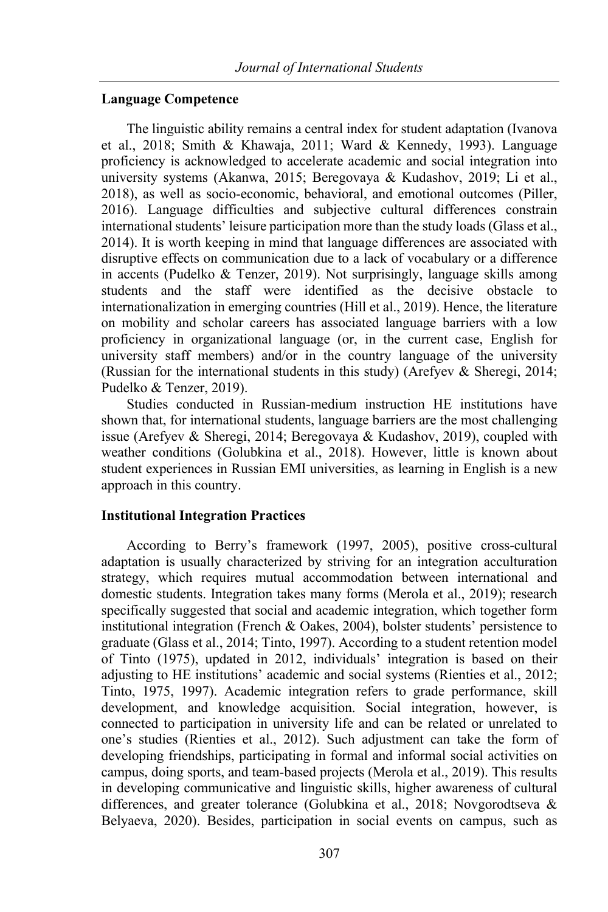### Language Competence

The linguistic ability remains a central index for student adaptation (Ivanova et al., 2018; Smith & Khawaja, 2011; Ward & Kennedy, 1993). Language proficiency is acknowledged to accelerate academic and social integration into university systems (Akanwa, 2015; Beregovaya & Kudashov, 2019; Li et al., 2018), as well as socio-economic, behavioral, and emotional outcomes (Piller, 2016). Language difficulties and subjective cultural differences constrain international students' leisure participation more than the study loads (Glass et al., 2014). It is worth keeping in mind that language differences are associated with disruptive effects on communication due to a lack of vocabulary or a difference in accents (Pudelko & Tenzer, 2019). Not surprisingly, language skills among students and the staff were identified as the decisive obstacle to internationalization in emerging countries (Hill et al., 2019). Hence, the literature on mobility and scholar careers has associated language barriers with a low proficiency in organizational language (or, in the current case, English for university staff members) and/or in the country language of the university (Russian for the international students in this study) (Arefyev & Sheregi, 2014; Pudelko & Tenzer, 2019).

Studies conducted in Russian-medium instruction HE institutions have shown that, for international students, language barriers are the most challenging issue (Arefyev & Sheregi, 2014; Beregovaya & Kudashov, 2019), coupled with weather conditions (Golubkina et al., 2018). However, little is known about student experiences in Russian EMI universities, as learning in English is a new approach in this country.

### Institutional Integration Practices

According to Berry's framework (1997, 2005), positive cross-cultural adaptation is usually characterized by striving for an integration acculturation strategy, which requires mutual accommodation between international and domestic students. Integration takes many forms (Merola et al., 2019); research specifically suggested that social and academic integration, which together form institutional integration (French & Oakes, 2004), bolster students' persistence to graduate (Glass et al., 2014; Tinto, 1997). According to a student retention model of Tinto (1975), updated in 2012, individuals' integration is based on their adjusting to HE institutions' academic and social systems (Rienties et al., 2012; Tinto, 1975, 1997). Academic integration refers to grade performance, skill development, and knowledge acquisition. Social integration, however, is connected to participation in university life and can be related or unrelated to one's studies (Rienties et al., 2012). Such adjustment can take the form of developing friendships, participating in formal and informal social activities on campus, doing sports, and team-based projects (Merola et al., 2019). This results in developing communicative and linguistic skills, higher awareness of cultural differences, and greater tolerance (Golubkina et al., 2018; Novgorodtseva & Belyaeva, 2020). Besides, participation in social events on campus, such as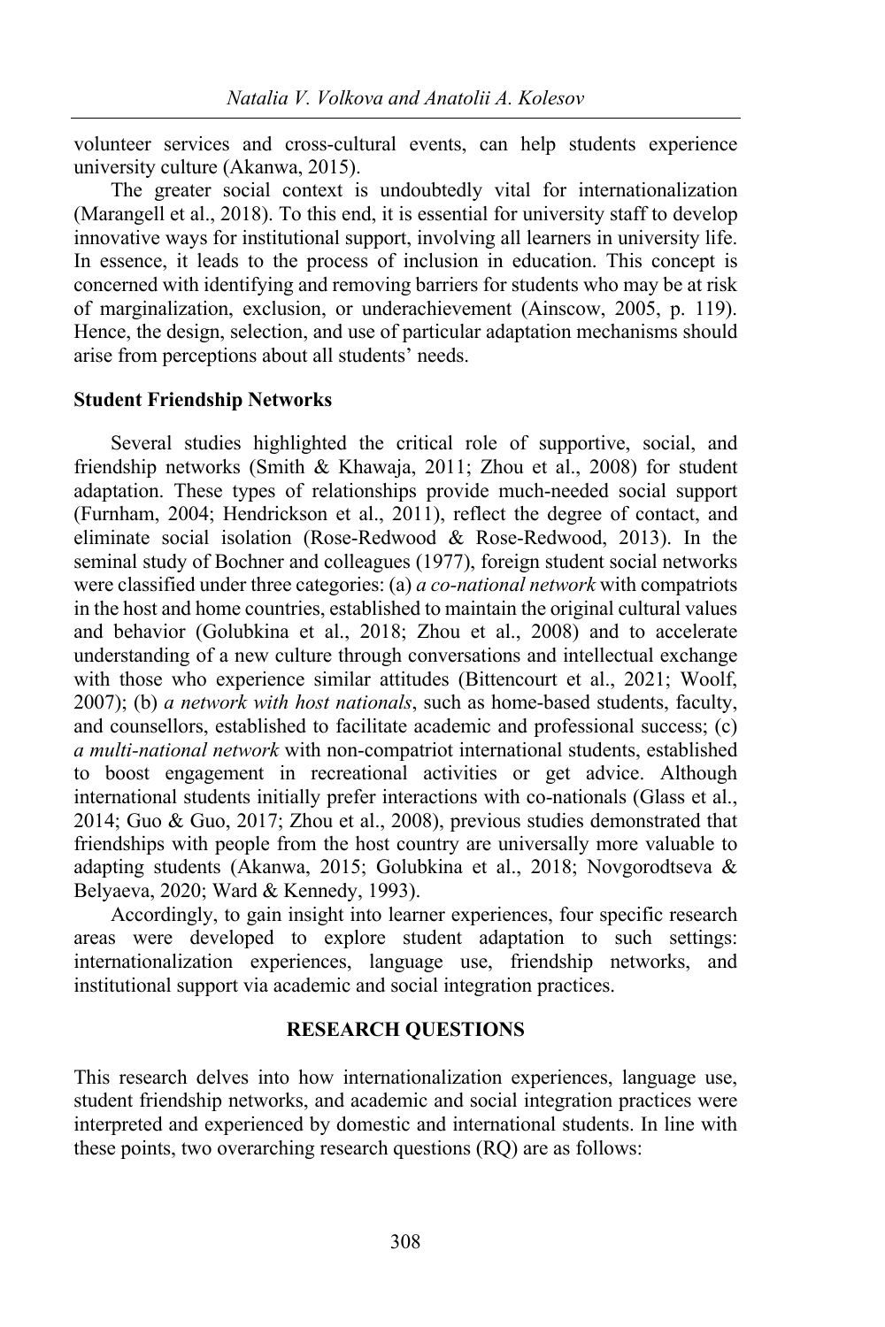volunteer services and cross-cultural events, can help students experience university culture (Akanwa, 2015).

The greater social context is undoubtedly vital for internationalization (Marangell et al., 2018). To this end, it is essential for university staff to develop innovative ways for institutional support, involving all learners in university life. In essence, it leads to the process of inclusion in education. This concept is concerned with identifying and removing barriers for students who may be at risk of marginalization, exclusion, or underachievement (Ainscow, 2005, p. 119). Hence, the design, selection, and use of particular adaptation mechanisms should arise from perceptions about all students' needs.

### Student Friendship Networks

Several studies highlighted the critical role of supportive, social, and friendship networks (Smith & Khawaja, 2011; Zhou et al., 2008) for student adaptation. These types of relationships provide much-needed social support (Furnham, 2004; Hendrickson et al., 2011), reflect the degree of contact, and eliminate social isolation (Rose-Redwood & Rose-Redwood, 2013). In the seminal study of Bochner and colleagues (1977), foreign student social networks were classified under three categories: (a) *a co-national network* with compatriots in the host and home countries, established to maintain the original cultural values and behavior (Golubkina et al., 2018; Zhou et al., 2008) and to accelerate understanding of a new culture through conversations and intellectual exchange with those who experience similar attitudes (Bittencourt et al., 2021; Woolf, 2007); (b) *a network with host nationals*, such as home-based students, faculty, and counsellors, established to facilitate academic and professional success; (c) *a multi-national network* with non-compatriot international students, established to boost engagement in recreational activities or get advice. Although international students initially prefer interactions with co-nationals (Glass et al., 2014; Guo & Guo, 2017; Zhou et al., 2008), previous studies demonstrated that friendships with people from the host country are universally more valuable to adapting students (Akanwa, 2015; Golubkina et al., 2018; Novgorodtseva & Belyaeva, 2020; Ward & Kennedy, 1993).

Accordingly, to gain insight into learner experiences, four specific research areas were developed to explore student adaptation to such settings: internationalization experiences, language use, friendship networks, and institutional support via academic and social integration practices.

## RESEARCH QUESTIONS

This research delves into how internationalization experiences, language use, student friendship networks, and academic and social integration practices were interpreted and experienced by domestic and international students. In line with these points, two overarching research questions (RQ) are as follows: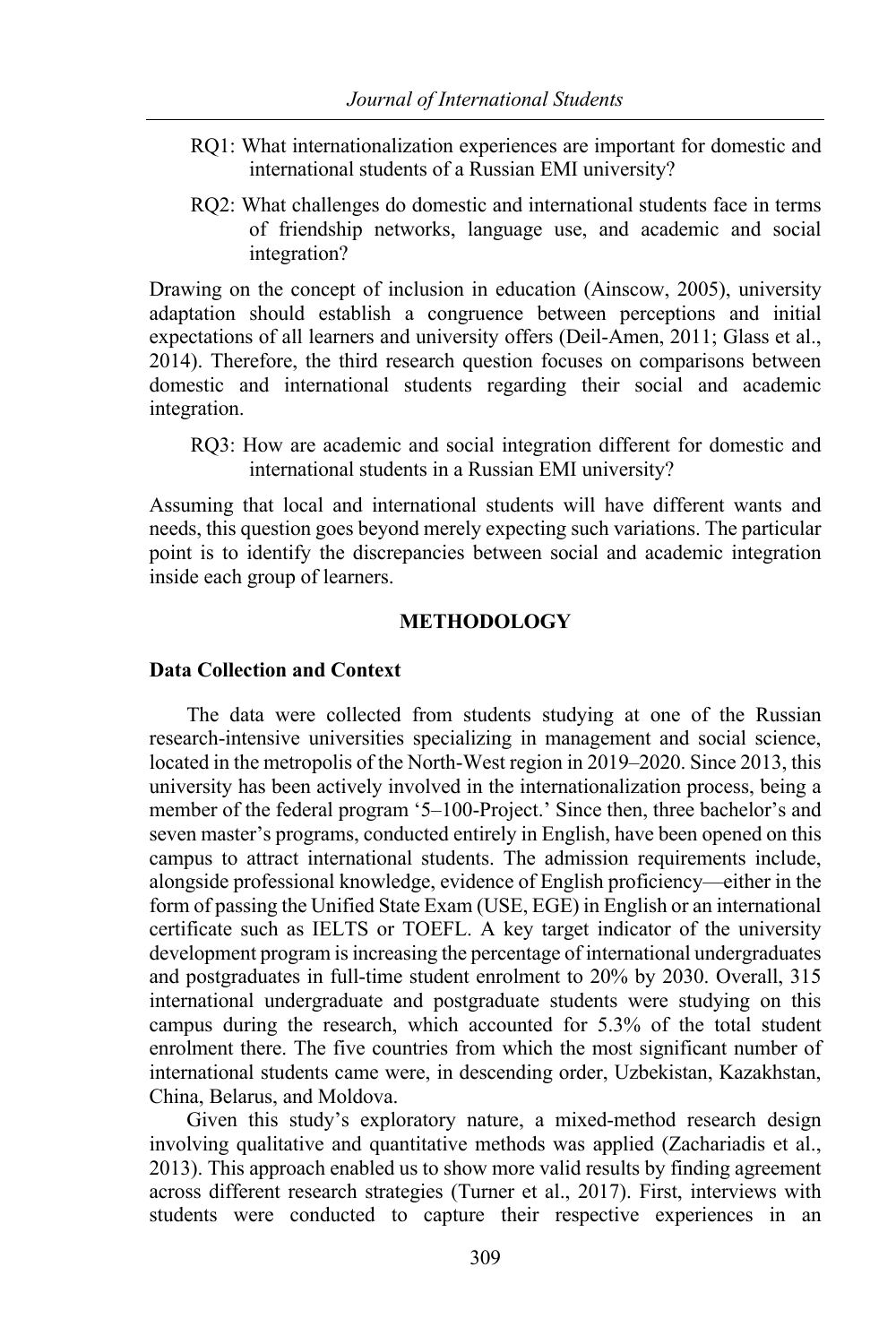RQ1: What internationalization experiences are important for domestic and international students of a Russian EMI university?

RQ2: What challenges do domestic and international students face in terms of friendship networks, language use, and academic and social integration?

Drawing on the concept of inclusion in education (Ainscow, 2005), university adaptation should establish a congruence between perceptions and initial expectations of all learners and university offers (Deil-Amen, 2011; Glass et al., 2014). Therefore, the third research question focuses on comparisons between domestic and international students regarding their social and academic integration.

RQ3: How are academic and social integration different for domestic and international students in a Russian EMI university?

Assuming that local and international students will have different wants and needs, this question goes beyond merely expecting such variations. The particular point is to identify the discrepancies between social and academic integration inside each group of learners.

## METHODOLOGY

### Data Collection and Context

The data were collected from students studying at one of the Russian research-intensive universities specializing in management and social science, located in the metropolis of the North-West region in 2019–2020. Since 2013, this university has been actively involved in the internationalization process, being a member of the federal program '5–100-Project.' Since then, three bachelor's and seven master's programs, conducted entirely in English, have been opened on this campus to attract international students. The admission requirements include, alongside professional knowledge, evidence of English proficiency—either in the form of passing the Unified State Exam (USE, EGE) in English or an international certificate such as IELTS or TOEFL. A key target indicator of the university development program is increasing the percentage of international undergraduates and postgraduates in full-time student enrolment to 20% by 2030. Overall, 315 international undergraduate and postgraduate students were studying on this campus during the research, which accounted for 5.3% of the total student enrolment there. The five countries from which the most significant number of international students came were, in descending order, Uzbekistan, Kazakhstan, China, Belarus, and Moldova.

Given this study's exploratory nature, a mixed-method research design involving qualitative and quantitative methods was applied (Zachariadis et al., 2013). This approach enabled us to show more valid results by finding agreement across different research strategies (Turner et al., 2017). First, interviews with students were conducted to capture their respective experiences in an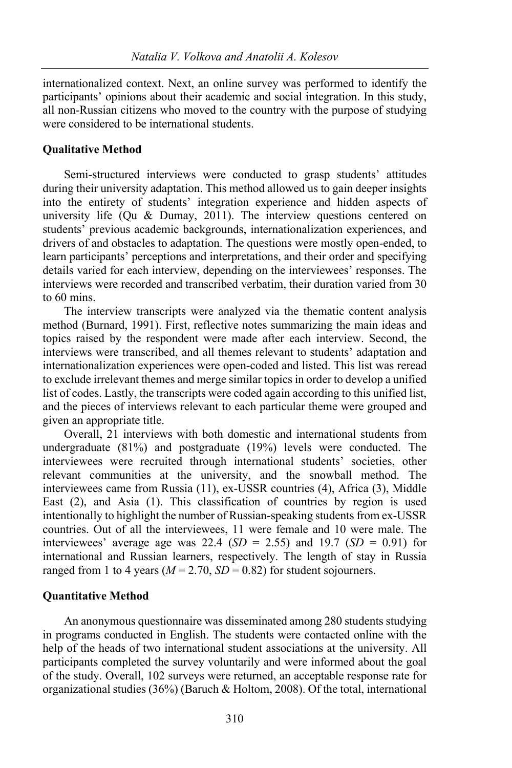internationalized context. Next, an online survey was performed to identify the participants' opinions about their academic and social integration. In this study, all non-Russian citizens who moved to the country with the purpose of studying were considered to be international students.

### Qualitative Method

Semi-structured interviews were conducted to grasp students' attitudes during their university adaptation. This method allowed us to gain deeper insights into the entirety of students' integration experience and hidden aspects of university life (Qu & Dumay, 2011). The interview questions centered on students' previous academic backgrounds, internationalization experiences, and drivers of and obstacles to adaptation. The questions were mostly open-ended, to learn participants' perceptions and interpretations, and their order and specifying details varied for each interview, depending on the interviewees' responses. The interviews were recorded and transcribed verbatim, their duration varied from 30 to 60 mins.

The interview transcripts were analyzed via the thematic content analysis method (Burnard, 1991). First, reflective notes summarizing the main ideas and topics raised by the respondent were made after each interview. Second, the interviews were transcribed, and all themes relevant to students' adaptation and internationalization experiences were open-coded and listed. This list was reread to exclude irrelevant themes and merge similar topics in order to develop a unified list of codes. Lastly, the transcripts were coded again according to this unified list, and the pieces of interviews relevant to each particular theme were grouped and given an appropriate title.

Overall, 21 interviews with both domestic and international students from undergraduate (81%) and postgraduate (19%) levels were conducted. The interviewees were recruited through international students' societies, other relevant communities at the university, and the snowball method. The interviewees came from Russia (11), ex-USSR countries (4), Africa (3), Middle East (2), and Asia (1). This classification of countries by region is used intentionally to highlight the number of Russian-speaking students from ex-USSR countries. Out of all the interviewees, 11 were female and 10 were male. The interviewees' average age was 22.4 ($SD$ = 2.55) and 19.7 ($SD$ = 0.91) for international and Russian learners, respectively. The length of stay in Russia ranged from 1 to 4 years ($M$ = 2.70, $SD$ = 0.82) for student sojourners.

### Quantitative Method

An anonymous questionnaire was disseminated among 280 students studying in programs conducted in English. The students were contacted online with the help of the heads of two international student associations at the university. All participants completed the survey voluntarily and were informed about the goal of the study. Overall, 102 surveys were returned, an acceptable response rate for organizational studies (36%) (Baruch & Holtom, 2008). Of the total, international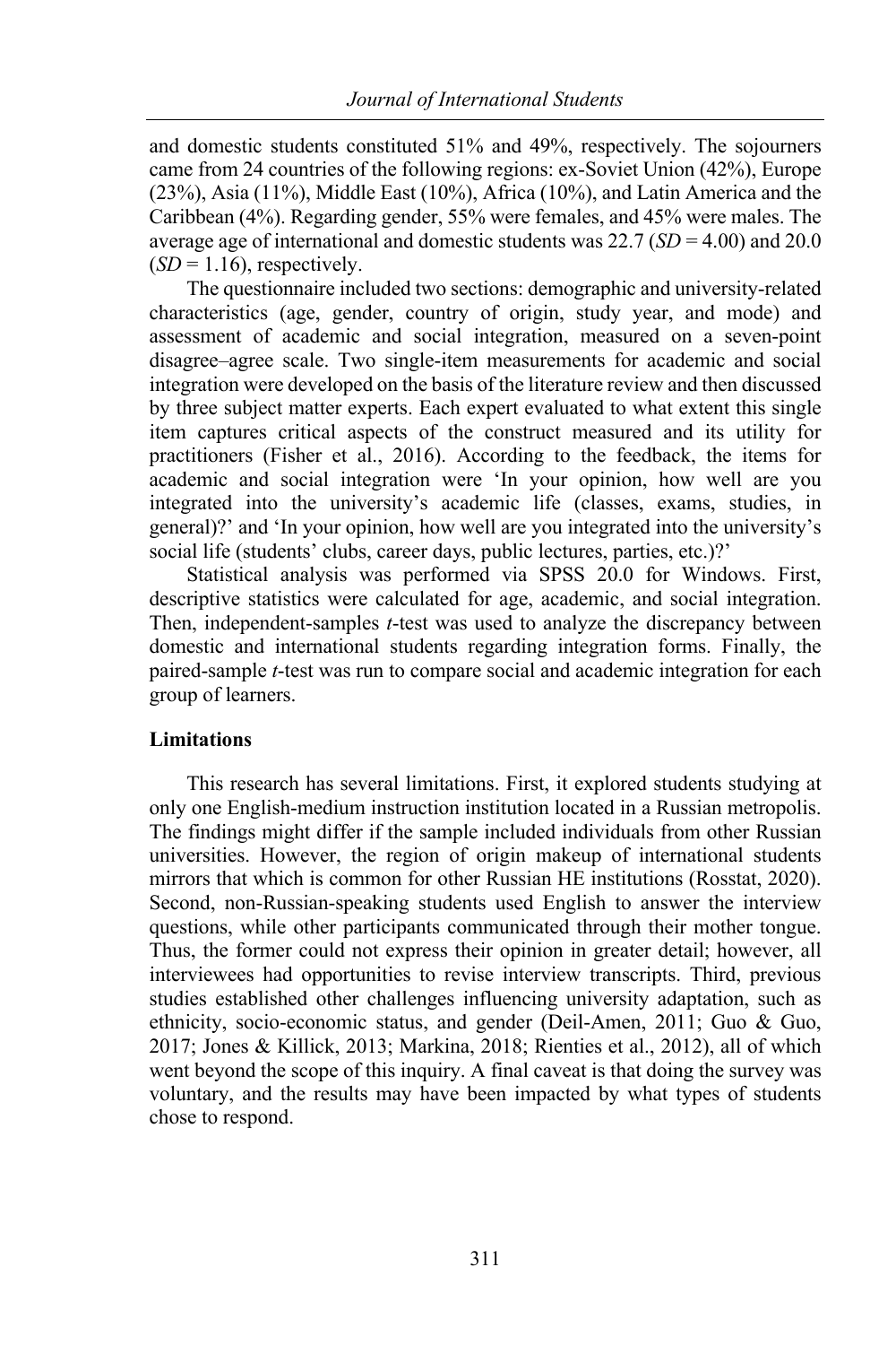and domestic students constituted 51% and 49%, respectively. The sojourners came from 24 countries of the following regions: ex-Soviet Union (42%), Europe (23%), Asia (11%), Middle East (10%), Africa (10%), and Latin America and the Caribbean (4%). Regarding gender, 55% were females, and 45% were males. The average age of international and domestic students was 22.7 ($SD$ = 4.00) and 20.0 ($SD$ = 1.16), respectively.

The questionnaire included two sections: demographic and university-related characteristics (age, gender, country of origin, study year, and mode) and assessment of academic and social integration, measured on a seven-point disagree–agree scale. Two single-item measurements for academic and social integration were developed on the basis of the literature review and then discussed by three subject matter experts. Each expert evaluated to what extent this single item captures critical aspects of the construct measured and its utility for practitioners (Fisher et al., 2016). According to the feedback, the items for academic and social integration were 'In your opinion, how well are you integrated into the university's academic life (classes, exams, studies, in general)?' and 'In your opinion, how well are you integrated into the university's social life (students' clubs, career days, public lectures, parties, etc.)?'

Statistical analysis was performed via SPSS 20.0 for Windows. First, descriptive statistics were calculated for age, academic, and social integration. Then, independent-samples $t$-test was used to analyze the discrepancy between domestic and international students regarding integration forms. Finally, the paired-sample $t$-test was run to compare social and academic integration for each group of learners.

### Limitations

This research has several limitations. First, it explored students studying at only one English-medium instruction institution located in a Russian metropolis. The findings might differ if the sample included individuals from other Russian universities. However, the region of origin makeup of international students mirrors that which is common for other Russian HE institutions (Rosstat, 2020). Second, non-Russian-speaking students used English to answer the interview questions, while other participants communicated through their mother tongue. Thus, the former could not express their opinion in greater detail; however, all interviewees had opportunities to revise interview transcripts. Third, previous studies established other challenges influencing university adaptation, such as ethnicity, socio-economic status, and gender (Deil-Amen, 2011; Guo & Guo, 2017; Jones & Killick, 2013; Markina, 2018; Rienties et al., 2012), all of which went beyond the scope of this inquiry. A final caveat is that doing the survey was voluntary, and the results may have been impacted by what types of students chose to respond.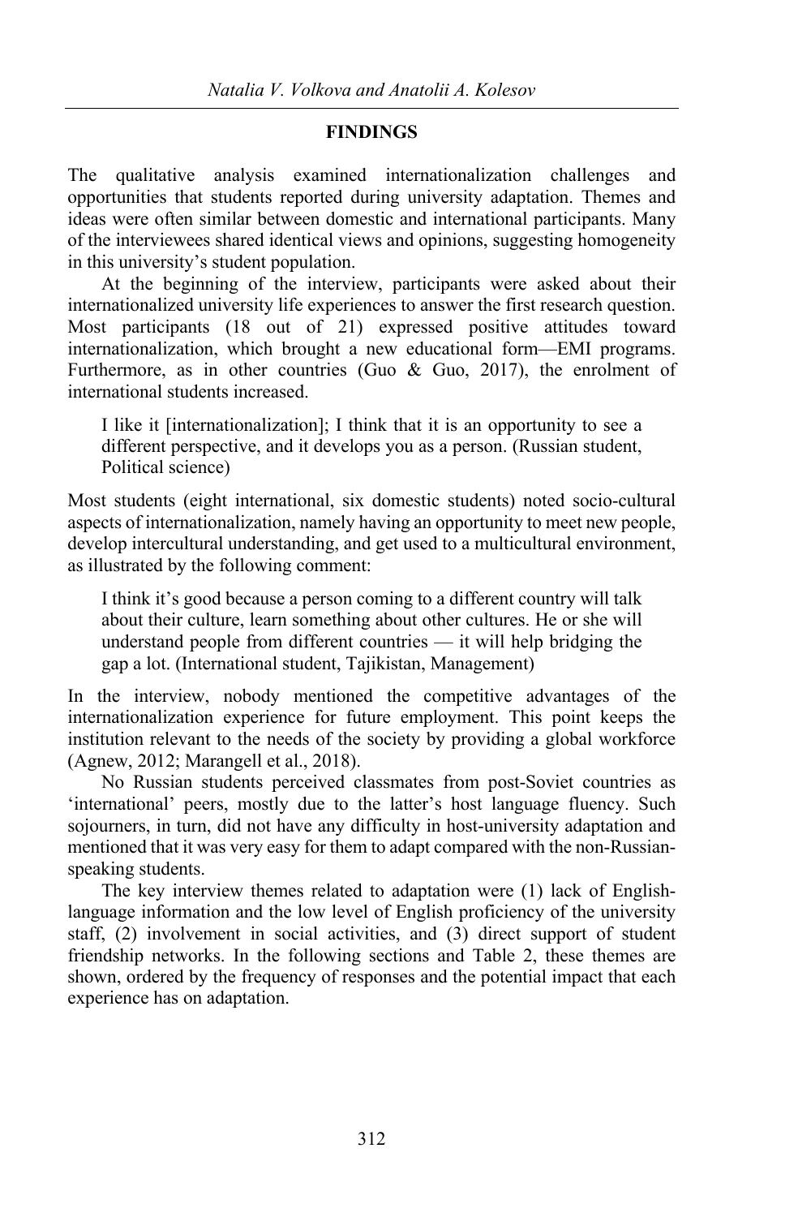## FINDINGS

The qualitative analysis examined internationalization challenges and opportunities that students reported during university adaptation. Themes and ideas were often similar between domestic and international participants. Many of the interviewees shared identical views and opinions, suggesting homogeneity in this university's student population.

At the beginning of the interview, participants were asked about their internationalized university life experiences to answer the first research question. Most participants (18 out of 21) expressed positive attitudes toward internationalization, which brought a new educational form—EMI programs. Furthermore, as in other countries (Guo & Guo, 2017), the enrolment of international students increased.

> I like it [internationalization]; I think that it is an opportunity to see a different perspective, and it develops you as a person. (Russian student, Political science)

Most students (eight international, six domestic students) noted socio-cultural aspects of internationalization, namely having an opportunity to meet new people, develop intercultural understanding, and get used to a multicultural environment, as illustrated by the following comment:

> I think it's good because a person coming to a different country will talk about their culture, learn something about other cultures. He or she will understand people from different countries — it will help bridging the gap a lot. (International student, Tajikistan, Management)

In the interview, nobody mentioned the competitive advantages of the internationalization experience for future employment. This point keeps the institution relevant to the needs of the society by providing a global workforce (Agnew, 2012; Marangell et al., 2018).

No Russian students perceived classmates from post-Soviet countries as 'international' peers, mostly due to the latter's host language fluency. Such sojourners, in turn, did not have any difficulty in host-university adaptation and mentioned that it was very easy for them to adapt compared with the non-Russian-speaking students.

The key interview themes related to adaptation were (1) lack of English-language information and the low level of English proficiency of the university staff, (2) involvement in social activities, and (3) direct support of student friendship networks. In the following sections and Table 2, these themes are shown, ordered by the frequency of responses and the potential impact that each experience has on adaptation.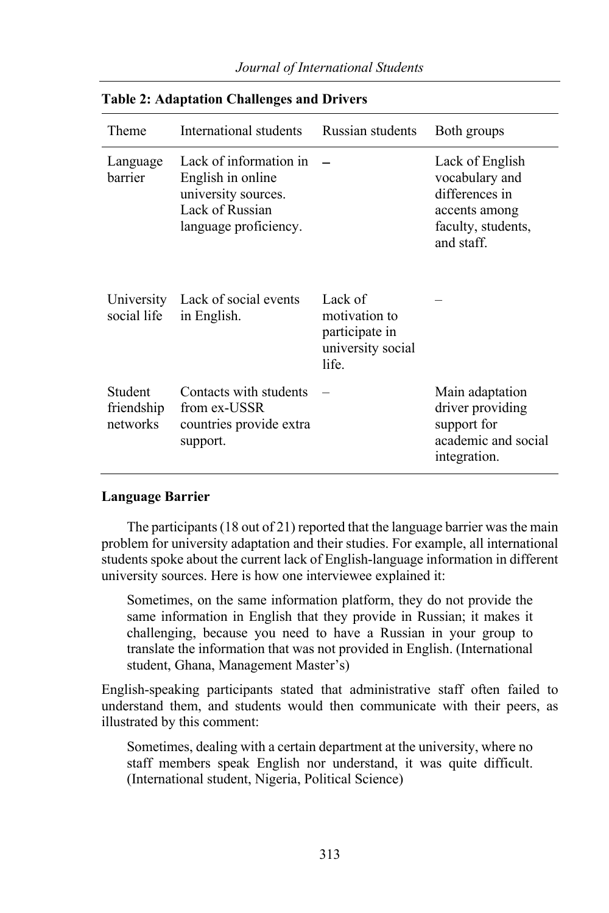**Table 2: Adaptation Challenges and Drivers**

| Theme | International students | Russian students | Both groups |
| --- | --- | --- | --- |
| Language barrier | Lack of information in English in online university sources. Lack of Russian language proficiency. | – | Lack of English vocabulary and differences in accents among faculty, students, and staff. |
| University social life | Lack of social events in English. | Lack of motivation to participate in university social life. | – |
| Student friendship networks | Contacts with students from ex-USSR countries provide extra support. | – | Main adaptation driver providing support for academic and social integration. |

### Language Barrier

The participants (18 out of 21) reported that the language barrier was the main problem for university adaptation and their studies. For example, all international students spoke about the current lack of English-language information in different university sources. Here is how one interviewee explained it:

> Sometimes, on the same information platform, they do not provide the same information in English that they provide in Russian; it makes it challenging, because you need to have a Russian in your group to translate the information that was not provided in English. (International student, Ghana, Management Master's)

English-speaking participants stated that administrative staff often failed to understand them, and students would then communicate with their peers, as illustrated by this comment:

> Sometimes, dealing with a certain department at the university, where no staff members speak English nor understand, it was quite difficult. (International student, Nigeria, Political Science)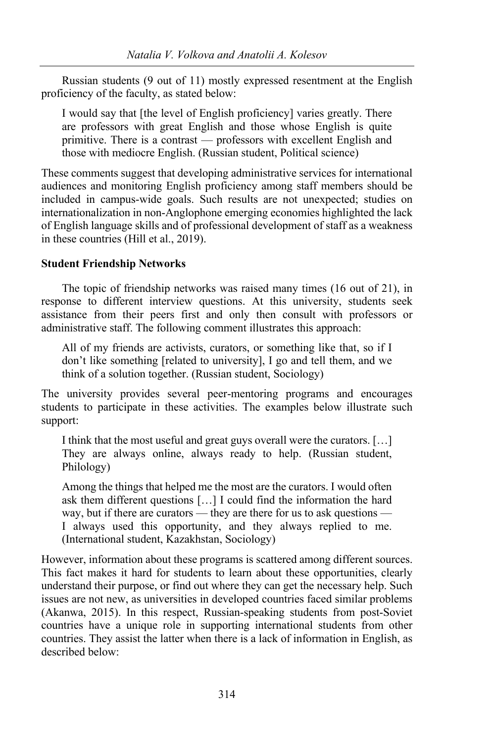Russian students (9 out of 11) mostly expressed resentment at the English proficiency of the faculty, as stated below:

> I would say that [the level of English proficiency] varies greatly. There are professors with great English and those whose English is quite primitive. There is a contrast — professors with excellent English and those with mediocre English. (Russian student, Political science)

These comments suggest that developing administrative services for international audiences and monitoring English proficiency among staff members should be included in campus-wide goals. Such results are not unexpected; studies on internationalization in non-Anglophone emerging economies highlighted the lack of English language skills and of professional development of staff as a weakness in these countries (Hill et al., 2019).

**Student Friendship Networks**

The topic of friendship networks was raised many times (16 out of 21), in response to different interview questions. At this university, students seek assistance from their peers first and only then consult with professors or administrative staff. The following comment illustrates this approach:

> All of my friends are activists, curators, or something like that, so if I don't like something [related to university], I go and tell them, and we think of a solution together. (Russian student, Sociology)

The university provides several peer-mentoring programs and encourages students to participate in these activities. The examples below illustrate such support:

> I think that the most useful and great guys overall were the curators. […] They are always online, always ready to help. (Russian student, Philology)

> Among the things that helped me the most are the curators. I would often ask them different questions […] I could find the information the hard way, but if there are curators — they are there for us to ask questions — I always used this opportunity, and they always replied to me. (International student, Kazakhstan, Sociology)

However, information about these programs is scattered among different sources. This fact makes it hard for students to learn about these opportunities, clearly understand their purpose, or find out where they can get the necessary help. Such issues are not new, as universities in developed countries faced similar problems (Akanwa, 2015). In this respect, Russian-speaking students from post-Soviet countries have a unique role in supporting international students from other countries. They assist the latter when there is a lack of information in English, as described below: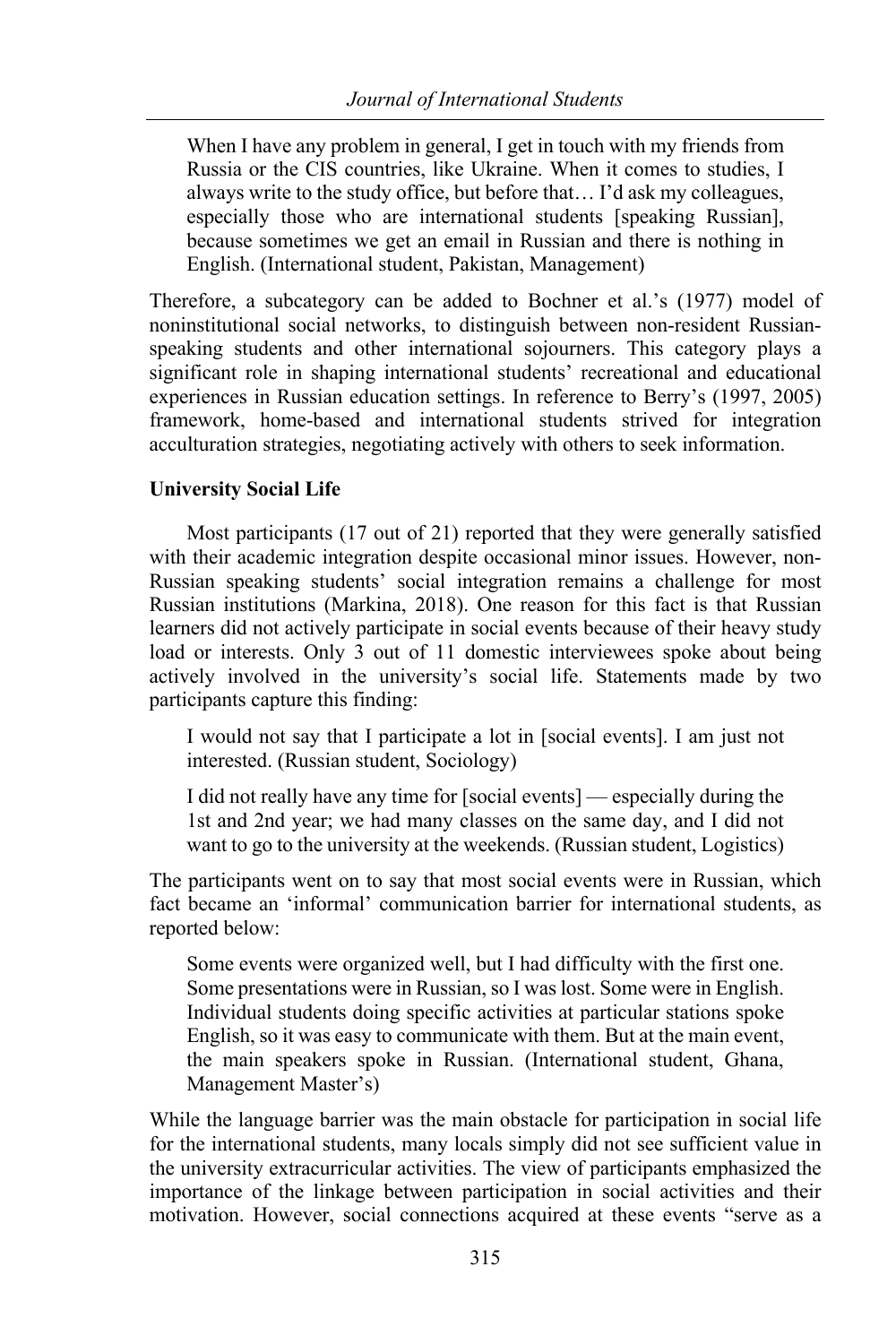> When I have any problem in general, I get in touch with my friends from Russia or the CIS countries, like Ukraine. When it comes to studies, I always write to the study office, but before that… I'd ask my colleagues, especially those who are international students [speaking Russian], because sometimes we get an email in Russian and there is nothing in English. (International student, Pakistan, Management)

Therefore, a subcategory can be added to Bochner et al.'s (1977) model of noninstitutional social networks, to distinguish between non-resident Russian-speaking students and other international sojourners. This category plays a significant role in shaping international students' recreational and educational experiences in Russian education settings. In reference to Berry's (1997, 2005) framework, home-based and international students strived for integration acculturation strategies, negotiating actively with others to seek information.

**University Social Life**

Most participants (17 out of 21) reported that they were generally satisfied with their academic integration despite occasional minor issues. However, non-Russian speaking students' social integration remains a challenge for most Russian institutions (Markina, 2018). One reason for this fact is that Russian learners did not actively participate in social events because of their heavy study load or interests. Only 3 out of 11 domestic interviewees spoke about being actively involved in the university's social life. Statements made by two participants capture this finding:

> I would not say that I participate a lot in [social events]. I am just not interested. (Russian student, Sociology)

> I did not really have any time for [social events] — especially during the 1st and 2nd year; we had many classes on the same day, and I did not want to go to the university at the weekends. (Russian student, Logistics)

The participants went on to say that most social events were in Russian, which fact became an 'informal' communication barrier for international students, as reported below:

> Some events were organized well, but I had difficulty with the first one. Some presentations were in Russian, so I was lost. Some were in English. Individual students doing specific activities at particular stations spoke English, so it was easy to communicate with them. But at the main event, the main speakers spoke in Russian. (International student, Ghana, Management Master's)

While the language barrier was the main obstacle for participation in social life for the international students, many locals simply did not see sufficient value in the university extracurricular activities. The view of participants emphasized the importance of the linkage between participation in social activities and their motivation. However, social connections acquired at these events "serve as a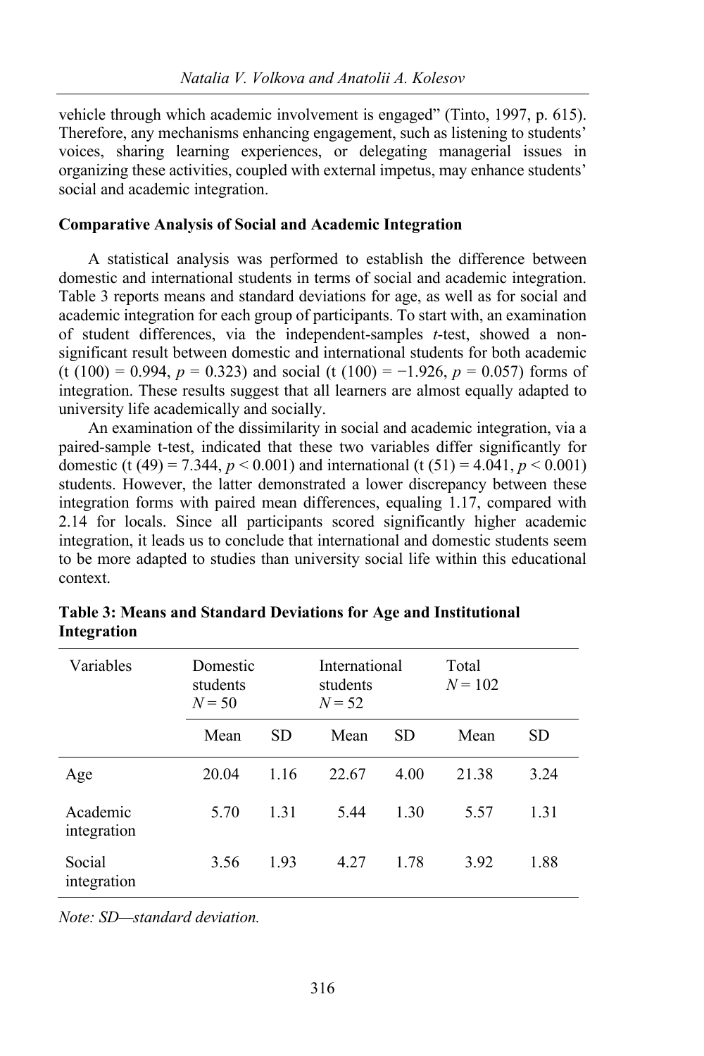vehicle through which academic involvement is engaged" (Tinto, 1997, p. 615). Therefore, any mechanisms enhancing engagement, such as listening to students' voices, sharing learning experiences, or delegating managerial issues in organizing these activities, coupled with external impetus, may enhance students' social and academic integration.

**Comparative Analysis of Social and Academic Integration**

A statistical analysis was performed to establish the difference between domestic and international students in terms of social and academic integration. Table 3 reports means and standard deviations for age, as well as for social and academic integration for each group of participants. To start with, an examination of student differences, via the independent-samples *t*-test, showed a non-significant result between domestic and international students for both academic ($t(100) = 0.994$, $p = 0.323$) and social ($t(100) = -1.926$, $p = 0.057$) forms of integration. These results suggest that all learners are almost equally adapted to university life academically and socially.

An examination of the dissimilarity in social and academic integration, via a paired-sample t-test, indicated that these two variables differ significantly for domestic ($t(49) = 7.344$, $p < 0.001$) and international ($t(51) = 4.041$, $p < 0.001$) students. However, the latter demonstrated a lower discrepancy between these integration forms with paired mean differences, equaling 1.17, compared with 2.14 for locals. Since all participants scored significantly higher academic integration, it leads us to conclude that international and domestic students seem to be more adapted to studies than university social life within this educational context.

**Table 3: Means and Standard Deviations for Age and Institutional Integration**

| Variables | Domestic students $N = 50$ | | International students $N = 52$ | | Total $N = 102$ | |
|---|---|---|---|---|---|---|
| | Mean | SD | Mean | SD | Mean | SD |
| Age | 20.04 | 1.16 | 22.67 | 4.00 | 21.38 | 3.24 |
| Academic integration | 5.70 | 1.31 | 5.44 | 1.30 | 5.57 | 1.31 |
| Social integration | 3.56 | 1.93 | 4.27 | 1.78 | 3.92 | 1.88 |

*Note: SD—standard deviation.*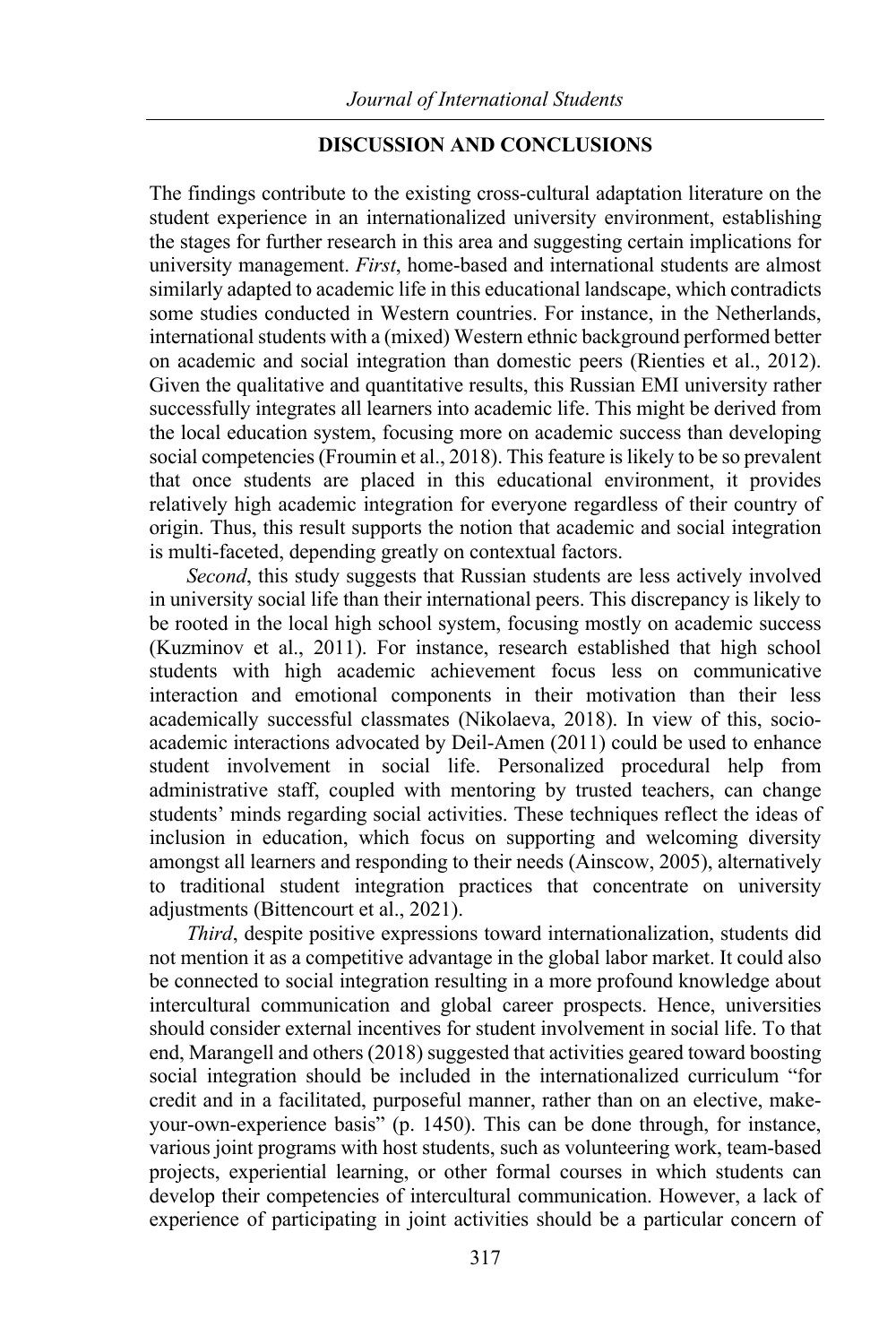## DISCUSSION AND CONCLUSIONS

The findings contribute to the existing cross-cultural adaptation literature on the student experience in an internationalized university environment, establishing the stages for further research in this area and suggesting certain implications for university management. *First*, home-based and international students are almost similarly adapted to academic life in this educational landscape, which contradicts some studies conducted in Western countries. For instance, in the Netherlands, international students with a (mixed) Western ethnic background performed better on academic and social integration than domestic peers (Rienties et al., 2012). Given the qualitative and quantitative results, this Russian EMI university rather successfully integrates all learners into academic life. This might be derived from the local education system, focusing more on academic success than developing social competencies (Froumin et al., 2018). This feature is likely to be so prevalent that once students are placed in this educational environment, it provides relatively high academic integration for everyone regardless of their country of origin. Thus, this result supports the notion that academic and social integration is multi-faceted, depending greatly on contextual factors.

*Second*, this study suggests that Russian students are less actively involved in university social life than their international peers. This discrepancy is likely to be rooted in the local high school system, focusing mostly on academic success (Kuzminov et al., 2011). For instance, research established that high school students with high academic achievement focus less on communicative interaction and emotional components in their motivation than their less academically successful classmates (Nikolaeva, 2018). In view of this, socio-academic interactions advocated by Deil-Amen (2011) could be used to enhance student involvement in social life. Personalized procedural help from administrative staff, coupled with mentoring by trusted teachers, can change students' minds regarding social activities. These techniques reflect the ideas of inclusion in education, which focus on supporting and welcoming diversity amongst all learners and responding to their needs (Ainscow, 2005), alternatively to traditional student integration practices that concentrate on university adjustments (Bittencourt et al., 2021).

*Third*, despite positive expressions toward internationalization, students did not mention it as a competitive advantage in the global labor market. It could also be connected to social integration resulting in a more profound knowledge about intercultural communication and global career prospects. Hence, universities should consider external incentives for student involvement in social life. To that end, Marangell and others (2018) suggested that activities geared toward boosting social integration should be included in the internationalized curriculum "for credit and in a facilitated, purposeful manner, rather than on an elective, make-your-own-experience basis" (p. 1450). This can be done through, for instance, various joint programs with host students, such as volunteering work, team-based projects, experiential learning, or other formal courses in which students can develop their competencies of intercultural communication. However, a lack of experience of participating in joint activities should be a particular concern of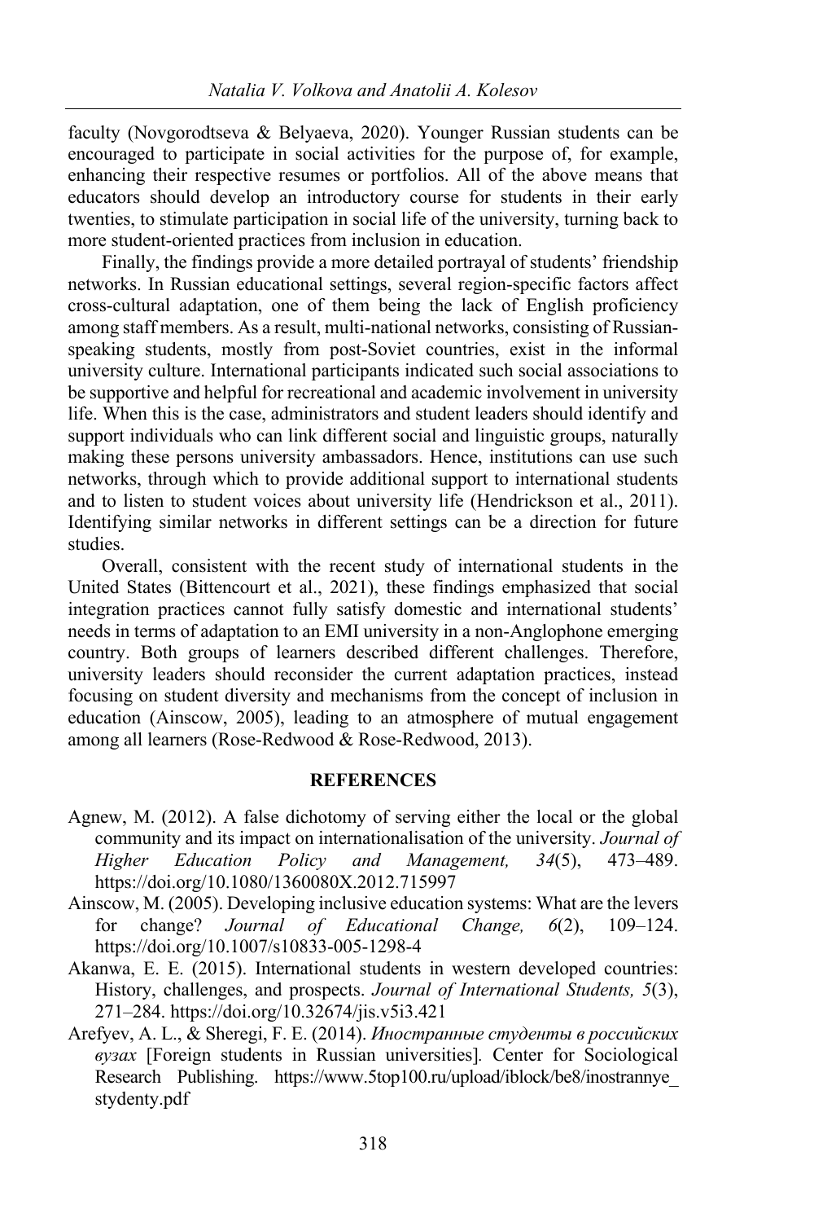faculty (Novgorodtseva & Belyaeva, 2020). Younger Russian students can be encouraged to participate in social activities for the purpose of, for example, enhancing their respective resumes or portfolios. All of the above means that educators should develop an introductory course for students in their early twenties, to stimulate participation in social life of the university, turning back to more student-oriented practices from inclusion in education.

Finally, the findings provide a more detailed portrayal of students' friendship networks. In Russian educational settings, several region-specific factors affect cross-cultural adaptation, one of them being the lack of English proficiency among staff members. As a result, multi-national networks, consisting of Russian-speaking students, mostly from post-Soviet countries, exist in the informal university culture. International participants indicated such social associations to be supportive and helpful for recreational and academic involvement in university life. When this is the case, administrators and student leaders should identify and support individuals who can link different social and linguistic groups, naturally making these persons university ambassadors. Hence, institutions can use such networks, through which to provide additional support to international students and to listen to student voices about university life (Hendrickson et al., 2011). Identifying similar networks in different settings can be a direction for future studies.

Overall, consistent with the recent study of international students in the United States (Bittencourt et al., 2021), these findings emphasized that social integration practices cannot fully satisfy domestic and international students' needs in terms of adaptation to an EMI university in a non-Anglophone emerging country. Both groups of learners described different challenges. Therefore, university leaders should reconsider the current adaptation practices, instead focusing on student diversity and mechanisms from the concept of inclusion in education (Ainscow, 2005), leading to an atmosphere of mutual engagement among all learners (Rose-Redwood & Rose-Redwood, 2013).

## REFERENCES

Agnew, M. (2012). A false dichotomy of serving either the local or the global community and its impact on internationalisation of the university. *Journal of Higher Education Policy and Management, 34*(5), 473–489. https://doi.org/10.1080/1360080X.2012.715997

Ainscow, M. (2005). Developing inclusive education systems: What are the levers for change? *Journal of Educational Change, 6*(2), 109–124. https://doi.org/10.1007/s10833-005-1298-4

Akanwa, E. E. (2015). International students in western developed countries: History, challenges, and prospects. *Journal of International Students, 5*(3), 271–284. https://doi.org/10.32674/jis.v5i3.421

Arefyev, A. L., & Sheregi, F. E. (2014). *Иностранные студенты в российских вузах* [Foreign students in Russian universities]. Center for Sociological Research Publishing. https://www.5top100.ru/upload/iblock/be8/inostrannye_stydenty.pdf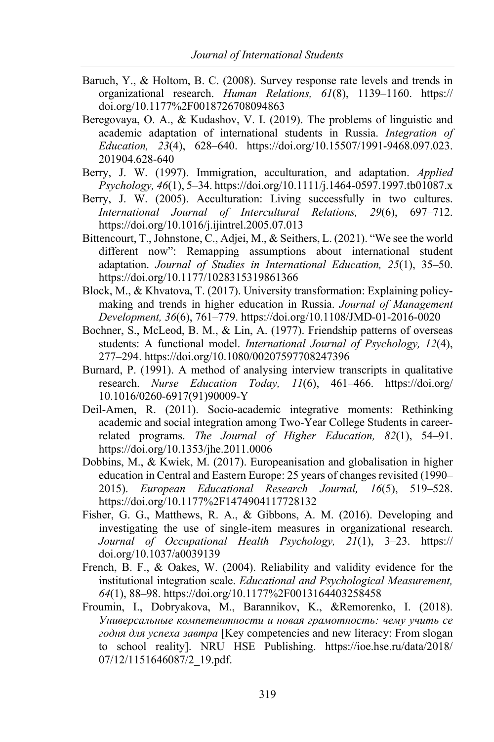Baruch, Y., & Holtom, B. C. (2008). Survey response rate levels and trends in organizational research. *Human Relations, 61*(8), 1139–1160. https://doi.org/10.1177%2F0018726708094863

Beregovaya, O. A., & Kudashov, V. I. (2019). The problems of linguistic and academic adaptation of international students in Russia. *Integration of Education, 23*(4), 628–640. https://doi.org/10.15507/1991-9468.097.023.201904.628-640

Berry, J. W. (1997). Immigration, acculturation, and adaptation. *Applied Psychology, 46*(1), 5–34. https://doi.org/10.1111/j.1464-0597.1997.tb01087.x

Berry, J. W. (2005). Acculturation: Living successfully in two cultures. *International Journal of Intercultural Relations, 29*(6), 697–712. https://doi.org/10.1016/j.ijintrel.2005.07.013

Bittencourt, T., Johnstone, C., Adjei, M., & Seithers, L. (2021). "We see the world different now": Remapping assumptions about international student adaptation. *Journal of Studies in International Education, 25*(1), 35–50. https://doi.org/10.1177/1028315319861366

Block, M., & Khvatova, T. (2017). University transformation: Explaining policy-making and trends in higher education in Russia. *Journal of Management Development, 36*(6), 761–779. https://doi.org/10.1108/JMD-01-2016-0020

Bochner, S., McLeod, B. M., & Lin, A. (1977). Friendship patterns of overseas students: A functional model. *International Journal of Psychology, 12*(4), 277–294. https://doi.org/10.1080/00207597708247396

Burnard, P. (1991). A method of analysing interview transcripts in qualitative research. *Nurse Education Today, 11*(6), 461–466. https://doi.org/10.1016/0260-6917(91)90009-Y

Deil-Amen, R. (2011). Socio-academic integrative moments: Rethinking academic and social integration among Two-Year College Students in career-related programs. *The Journal of Higher Education, 82*(1), 54–91. https://doi.org/10.1353/jhe.2011.0006

Dobbins, M., & Kwiek, M. (2017). Europeanisation and globalisation in higher education in Central and Eastern Europe: 25 years of changes revisited (1990–2015). *European Educational Research Journal, 16*(5), 519–528. https://doi.org/10.1177%2F1474904117728132

Fisher, G. G., Matthews, R. A., & Gibbons, A. M. (2016). Developing and investigating the use of single-item measures in organizational research. *Journal of Occupational Health Psychology, 21*(1), 3–23. https://doi.org/10.1037/a0039139

French, B. F., & Oakes, W. (2004). Reliability and validity evidence for the institutional integration scale. *Educational and Psychological Measurement, 64*(1), 88–98. https://doi.org/10.1177%2F0013164403258458

Froumin, I., Dobryakova, M., Barannikov, K., &Remorenko, I. (2018). *Универсальные компетентности и новая грамотность: чему учить се годня для успеха завтра* [Key competencies and new literacy: From slogan to school reality]. NRU HSE Publishing. https://ioe.hse.ru/data/2018/07/12/1151646087/2_19.pdf.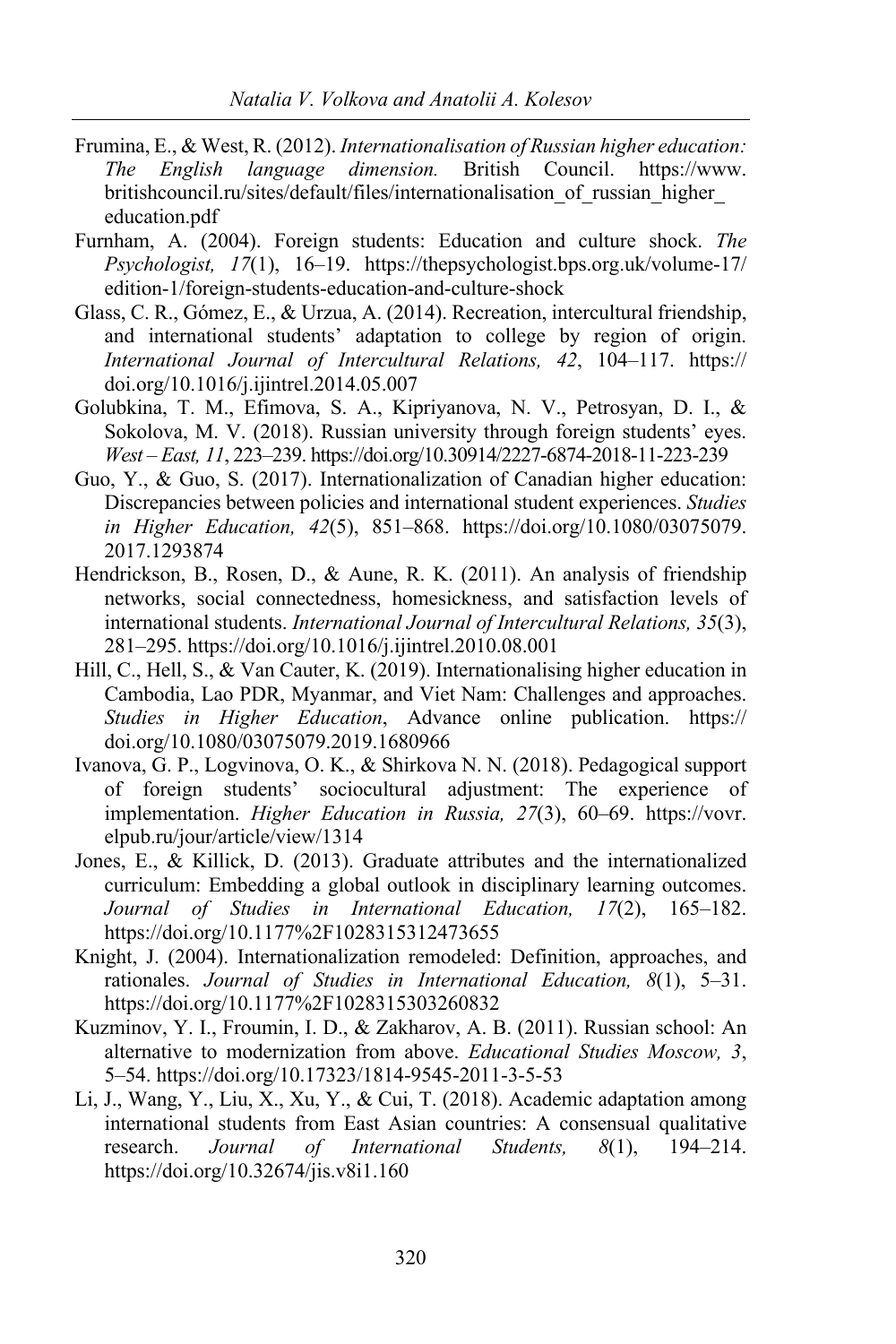Frumina, E., & West, R. (2012). *Internationalisation of Russian higher education: The English language dimension.* British Council. https://www.britishcouncil.ru/sites/default/files/internationalisation_of_russian_higher_education.pdf

Furnham, A. (2004). Foreign students: Education and culture shock. *The Psychologist, 17*(1), 16–19. https://thepsychologist.bps.org.uk/volume-17/edition-1/foreign-students-education-and-culture-shock

Glass, C. R., Gómez, E., & Urzua, A. (2014). Recreation, intercultural friendship, and international students' adaptation to college by region of origin. *International Journal of Intercultural Relations, 42*, 104–117. https://doi.org/10.1016/j.ijintrel.2014.05.007

Golubkina, T. M., Efimova, S. A., Kipriyanova, N. V., Petrosyan, D. I., & Sokolova, M. V. (2018). Russian university through foreign students' eyes. *West – East, 11*, 223–239. https://doi.org/10.30914/2227-6874-2018-11-223-239

Guo, Y., & Guo, S. (2017). Internationalization of Canadian higher education: Discrepancies between policies and international student experiences. *Studies in Higher Education, 42*(5), 851–868. https://doi.org/10.1080/03075079.2017.1293874

Hendrickson, B., Rosen, D., & Aune, R. K. (2011). An analysis of friendship networks, social connectedness, homesickness, and satisfaction levels of international students. *International Journal of Intercultural Relations, 35*(3), 281–295. https://doi.org/10.1016/j.ijintrel.2010.08.001

Hill, C., Hell, S., & Van Cauter, K. (2019). Internationalising higher education in Cambodia, Lao PDR, Myanmar, and Viet Nam: Challenges and approaches. *Studies in Higher Education*, Advance online publication. https://doi.org/10.1080/03075079.2019.1680966

Ivanova, G. P., Logvinova, O. K., & Shirkova N. N. (2018). Pedagogical support of foreign students' sociocultural adjustment: The experience of implementation. *Higher Education in Russia, 27*(3), 60–69. https://vovr.elpub.ru/jour/article/view/1314

Jones, E., & Killick, D. (2013). Graduate attributes and the internationalized curriculum: Embedding a global outlook in disciplinary learning outcomes. *Journal of Studies in International Education, 17*(2), 165–182. https://doi.org/10.1177%2F1028315312473655

Knight, J. (2004). Internationalization remodeled: Definition, approaches, and rationales. *Journal of Studies in International Education, 8*(1), 5–31. https://doi.org/10.1177%2F1028315303260832

Kuzminov, Y. I., Froumin, I. D., & Zakharov, A. B. (2011). Russian school: An alternative to modernization from above. *Educational Studies Moscow, 3*, 5–54. https://doi.org/10.17323/1814-9545-2011-3-5-53

Li, J., Wang, Y., Liu, X., Xu, Y., & Cui, T. (2018). Academic adaptation among international students from East Asian countries: A consensual qualitative research. *Journal of International Students, 8*(1), 194–214. https://doi.org/10.32674/jis.v8i1.160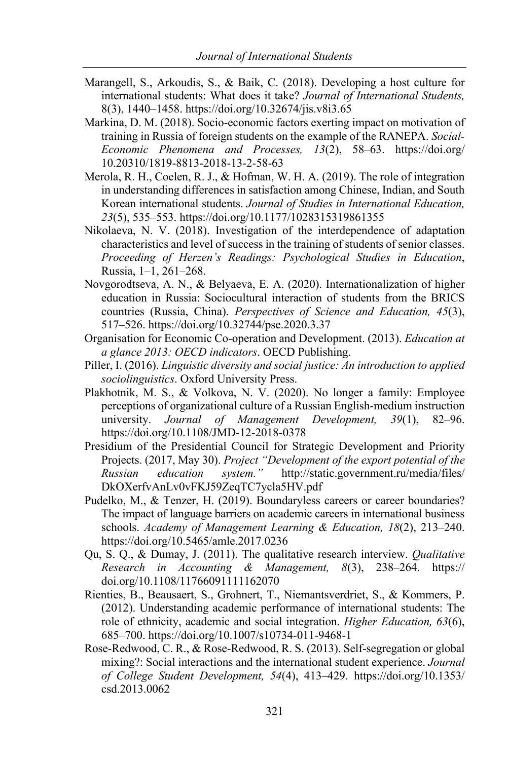Marangell, S., Arkoudis, S., & Baik, C. (2018). Developing a host culture for international students: What does it take? *Journal of International Students, 8*(3), 1440–1458. https://doi.org/10.32674/jis.v8i3.65

Markina, D. M. (2018). Socio-economic factors exerting impact on motivation of training in Russia of foreign students on the example of the RANEPA. *Social-Economic Phenomena and Processes, 13*(2), 58–63. https://doi.org/10.20310/1819-8813-2018-13-2-58-63

Merola, R. H., Coelen, R. J., & Hofman, W. H. A. (2019). The role of integration in understanding differences in satisfaction among Chinese, Indian, and South Korean international students. *Journal of Studies in International Education, 23*(5), 535–553. https://doi.org/10.1177/1028315319861355

Nikolaeva, N. V. (2018). Investigation of the interdependence of adaptation characteristics and level of success in the training of students of senior classes. *Proceeding of Herzen's Readings: Psychological Studies in Education*, Russia, 1–1, 261–268.

Novgorodtseva, A. N., & Belyaeva, E. A. (2020). Internationalization of higher education in Russia: Sociocultural interaction of students from the BRICS countries (Russia, China). *Perspectives of Science and Education, 45*(3), 517–526. https://doi.org/10.32744/pse.2020.3.37

Organisation for Economic Co-operation and Development. (2013). *Education at a glance 2013: OECD indicators*. OECD Publishing.

Piller, I. (2016). *Linguistic diversity and social justice: An introduction to applied sociolinguistics*. Oxford University Press.

Plakhotnik, M. S., & Volkova, N. V. (2020). No longer a family: Employee perceptions of organizational culture of a Russian English-medium instruction university. *Journal of Management Development, 39*(1), 82–96. https://doi.org/10.1108/JMD-12-2018-0378

Presidium of the Presidential Council for Strategic Development and Priority Projects. (2017, May 30). *Project "Development of the export potential of the Russian education system."* http://static.government.ru/media/files/DkOXerfvAnLv0vFKJ59ZeqTC7ycla5HV.pdf

Pudelko, M., & Tenzer, H. (2019). Boundaryless careers or career boundaries? The impact of language barriers on academic careers in international business schools. *Academy of Management Learning & Education, 18*(2), 213–240. https://doi.org/10.5465/amle.2017.0236

Qu, S. Q., & Dumay, J. (2011). The qualitative research interview. *Qualitative Research in Accounting & Management, 8*(3), 238–264. https://doi.org/10.1108/11766091111162070

Rienties, B., Beausaert, S., Grohnert, T., Niemantsverdriet, S., & Kommers, P. (2012). Understanding academic performance of international students: The role of ethnicity, academic and social integration. *Higher Education, 63*(6), 685–700. https://doi.org/10.1007/s10734-011-9468-1

Rose-Redwood, C. R., & Rose-Redwood, R. S. (2013). Self-segregation or global mixing?: Social interactions and the international student experience. *Journal of College Student Development, 54*(4), 413–429. https://doi.org/10.1353/csd.2013.0062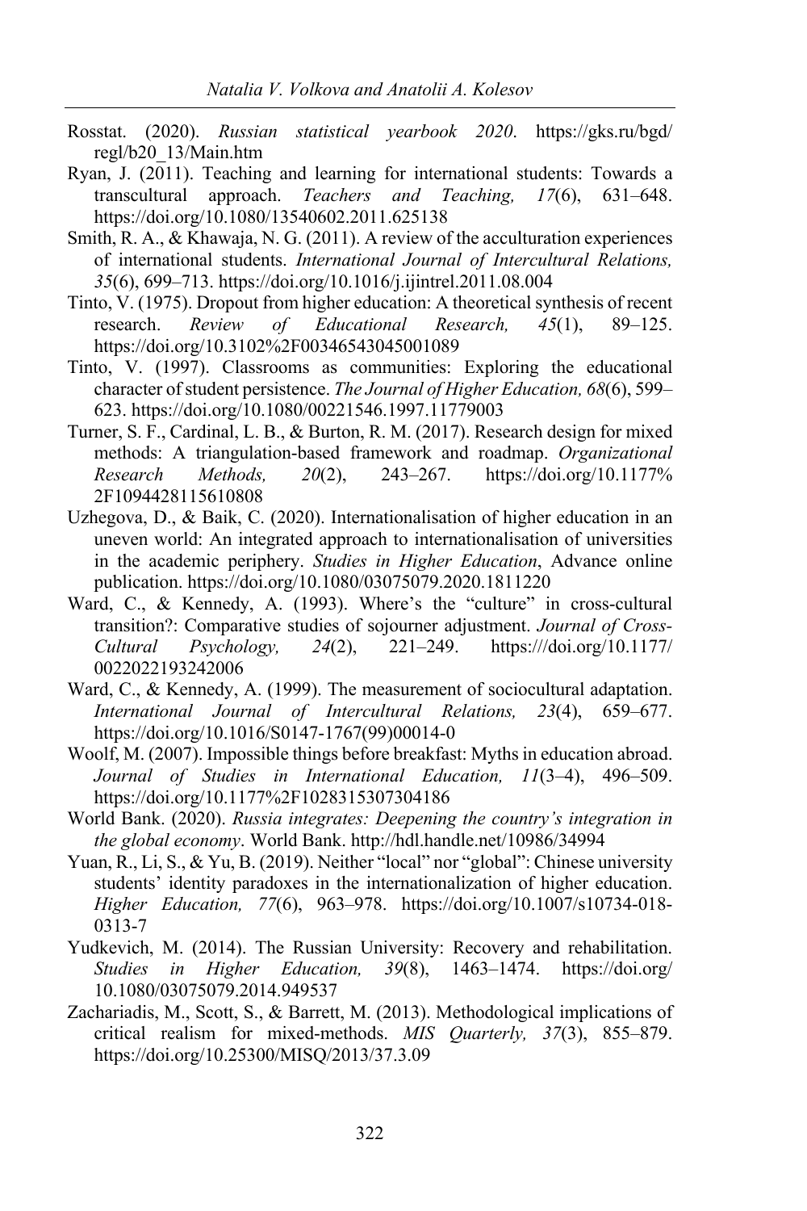Rosstat. (2020). *Russian statistical yearbook 2020*. https://gks.ru/bgd/regl/b20_13/Main.htm

Ryan, J. (2011). Teaching and learning for international students: Towards a transcultural approach. *Teachers and Teaching, 17*(6), 631–648. https://doi.org/10.1080/13540602.2011.625138

Smith, R. A., & Khawaja, N. G. (2011). A review of the acculturation experiences of international students. *International Journal of Intercultural Relations, 35*(6), 699–713. https://doi.org/10.1016/j.ijintrel.2011.08.004

Tinto, V. (1975). Dropout from higher education: A theoretical synthesis of recent research. *Review of Educational Research, 45*(1), 89–125. https://doi.org/10.3102%2F00346543045001089

Tinto, V. (1997). Classrooms as communities: Exploring the educational character of student persistence. *The Journal of Higher Education, 68*(6), 599–623. https://doi.org/10.1080/00221546.1997.11779003

Turner, S. F., Cardinal, L. B., & Burton, R. M. (2017). Research design for mixed methods: A triangulation-based framework and roadmap. *Organizational Research Methods, 20*(2), 243–267. https://doi.org/10.1177%2F1094428115610808

Uzhegova, D., & Baik, C. (2020). Internationalisation of higher education in an uneven world: An integrated approach to internationalisation of universities in the academic periphery. *Studies in Higher Education*, Advance online publication. https://doi.org/10.1080/03075079.2020.1811220

Ward, C., & Kennedy, A. (1993). Where's the "culture" in cross-cultural transition?: Comparative studies of sojourner adjustment. *Journal of Cross-Cultural Psychology, 24*(2), 221–249. https:///doi.org/10.1177/0022022193242006

Ward, C., & Kennedy, A. (1999). The measurement of sociocultural adaptation. *International Journal of Intercultural Relations, 23*(4), 659–677. https://doi.org/10.1016/S0147-1767(99)00014-0

Woolf, M. (2007). Impossible things before breakfast: Myths in education abroad. *Journal of Studies in International Education, 11*(3–4), 496–509. https://doi.org/10.1177%2F1028315307304186

World Bank. (2020). *Russia integrates: Deepening the country's integration in the global economy*. World Bank. http://hdl.handle.net/10986/34994

Yuan, R., Li, S., & Yu, B. (2019). Neither "local" nor "global": Chinese university students' identity paradoxes in the internationalization of higher education. *Higher Education, 77*(6), 963–978. https://doi.org/10.1007/s10734-018-0313-7

Yudkevich, M. (2014). The Russian University: Recovery and rehabilitation. *Studies in Higher Education, 39*(8), 1463–1474. https://doi.org/10.1080/03075079.2014.949537

Zachariadis, M., Scott, S., & Barrett, M. (2013). Methodological implications of critical realism for mixed-methods. *MIS Quarterly, 37*(3), 855–879. https://doi.org/10.25300/MISQ/2013/37.3.09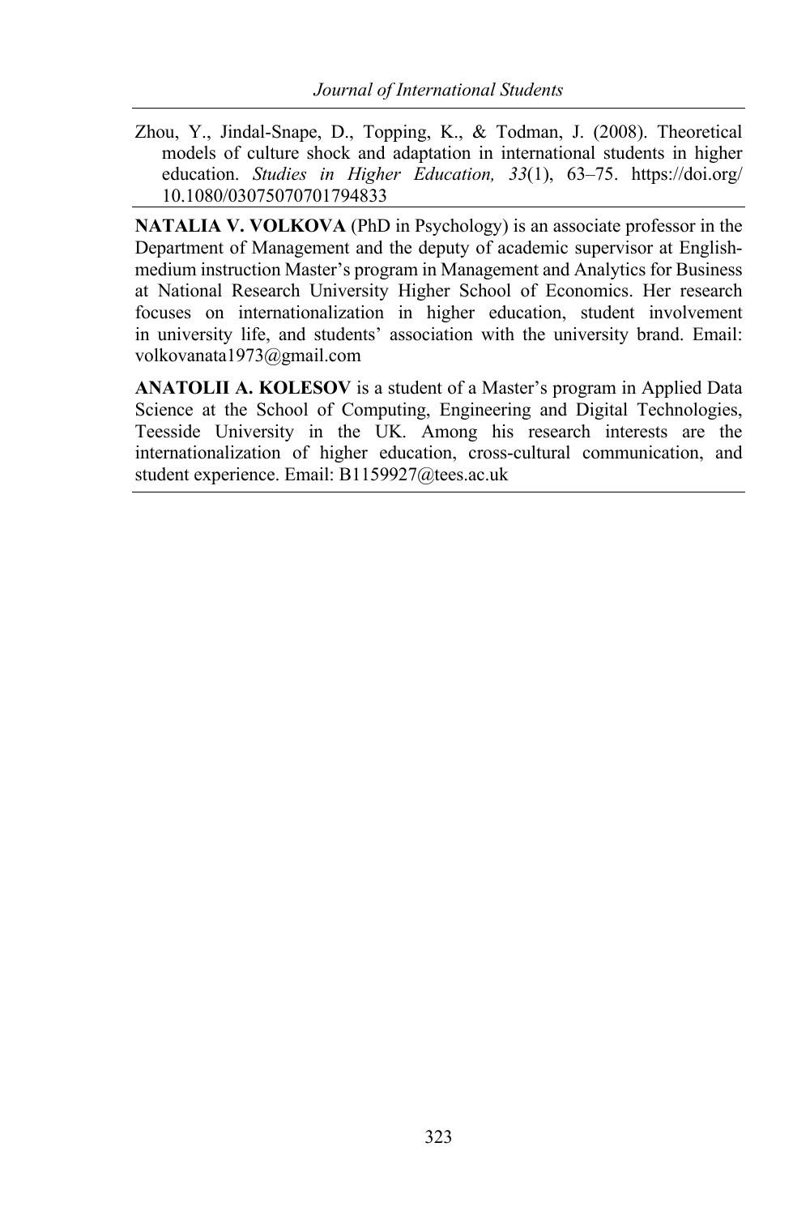Zhou, Y., Jindal-Snape, D., Topping, K., & Todman, J. (2008). Theoretical models of culture shock and adaptation in international students in higher education. *Studies in Higher Education, 33*(1), 63–75. https://doi.org/10.1080/03075070701794833

**NATALIA V. VOLKOVA** (PhD in Psychology) is an associate professor in the Department of Management and the deputy of academic supervisor at English-medium instruction Master's program in Management and Analytics for Business at National Research University Higher School of Economics. Her research focuses on internationalization in higher education, student involvement in university life, and students' association with the university brand. Email: volkovanata1973@gmail.com

**ANATOLII A. KOLESOV** is a student of a Master's program in Applied Data Science at the School of Computing, Engineering and Digital Technologies, Teesside University in the UK. Among his research interests are the internationalization of higher education, cross-cultural communication, and student experience. Email: B1159927@tees.ac.uk